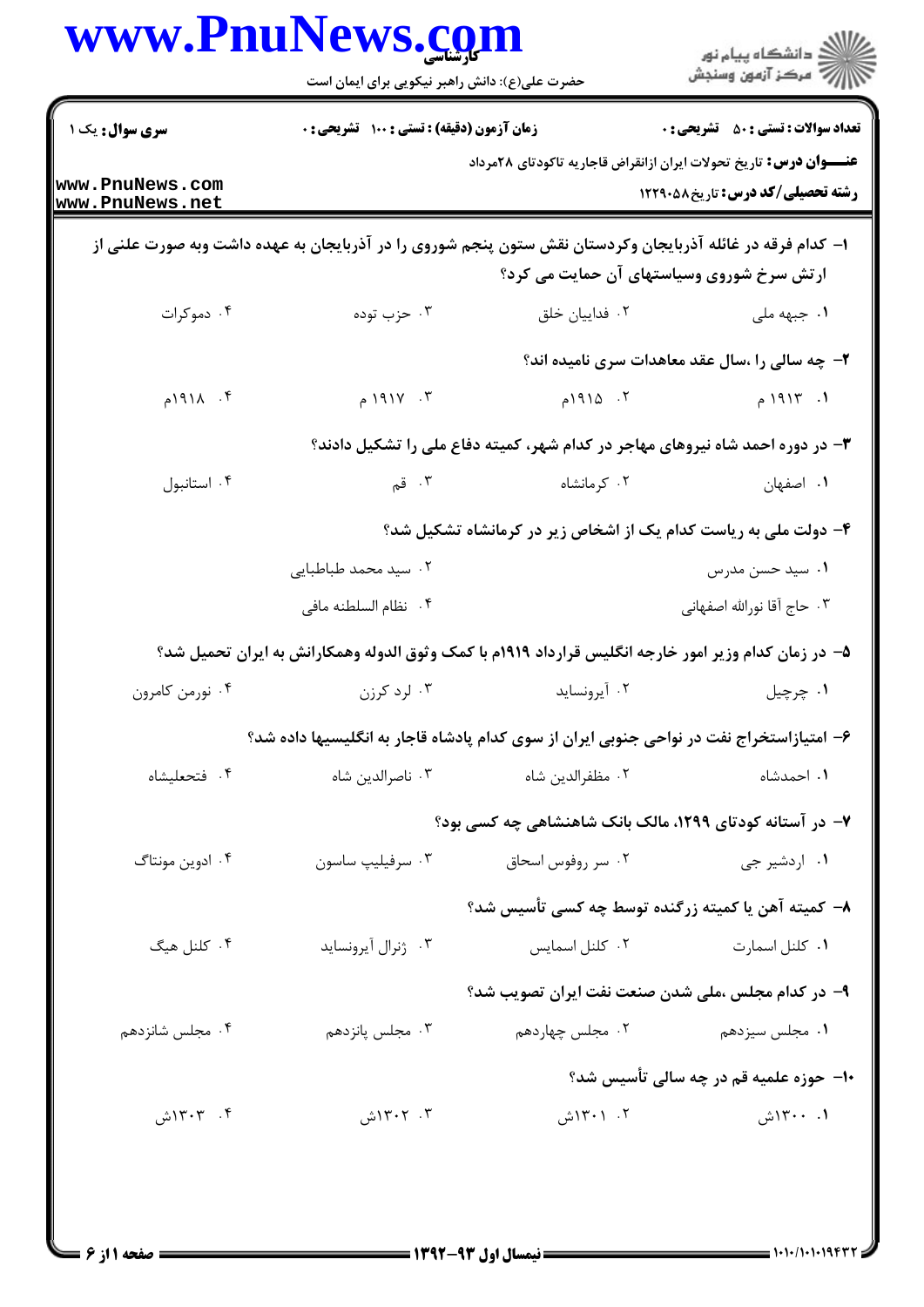**سری سوال:** یک ۱

**زمان آزمون (دقیقه) : تستی : ۱۰۰ تشریحی : ۰**

**تعداد سوالات : تستی : ۵۰ تشریحی : ۰**

**عنـــوان درس:** تاریخ تحولات ایران ازانقراض قاجاریه تاکودتای ۲۸مرداد

**رشته تحصیلی/کد درس:** تاریخ۱۲۲۹۰۵۸

۱- کدام فرقه در غائله آذربایجان وکردستان نقش ستون پنجم شوروی را در آذربایجان به عهده داشت وبه صورت علنی از ارتش سرخ شوروی وسیاستهای آن حمایت می کرد؟

۱. جبهه ملی
۲. فداییان خلق
۳. حزب توده
۴. دموکرات

۲- چه سالی را ،سال عقد معاهدات سری نامیده اند؟

۱. ۱۹۱۳ م
۲. ۱۹۱۵م
۳. ۱۹۱۷ م
۴. ۱۹۱۸م

۳- در دوره احمد شاه نیروهای مهاجر در کدام شهر، کمیته دفاع ملی را تشکیل دادند؟

۱. اصفهان
۲. کرمانشاه
۳. قم
۴. استانبول

۴- دولت ملی به ریاست کدام یک از اشخاص زیر در کرمانشاه تشکیل شد؟

۱. سید حسن مدرس
۲. سید محمد طباطبایی
۳. حاج آقا نورالله اصفهانی
۴. نظام السلطنه مافی

۵- در زمان کدام وزیر امور خارجه انگلیس قرارداد ۱۹۱۹م با کمک وثوق الدوله وهمکارانش به ایران تحمیل شد؟

۱. چرچیل
۲. آیرونساید
۳. لرد کرزن
۴. نورمن کامرون

۶- امتیازاستخراج نفت در نواحی جنوبی ایران از سوی کدام پادشاه قاجار به انگلیسیها داده شد؟

۱. احمدشاه
۲. مظفرالدین شاه
۳. ناصرالدین شاه
۴. فتحعلیشاه

۷- در آستانه کودتای ۱۲۹۹، مالک بانک شاهنشاهی چه کسی بود؟

۱. اردشیر جی
۲. سر روفوس اسحاق
۳. سرفیلیپ ساسون
۴. ادوین مونتاگ

۸- کمیته آهن یا کمیته زرگنده توسط چه کسی تأسیس شد؟

۱. کلنل اسمارت
۲. کلنل اسمایس
۳. ژنرال آیرونساید
۴. کلنل هیگ

۹- در کدام مجلس ،ملی شدن صنعت نفت ایران تصویب شد؟

۱. مجلس سیزدهم
۲. مجلس چهاردهم
۳. مجلس پانزدهم
۴. مجلس شانزدهم

۱۰- حوزه علمیه قم در چه سالی تأسیس شد؟

۱. ۱۳۰۰ش
۲. ۱۳۰۱ش
۳. ۱۳۰۲ش
۴. ۱۳۰۳ش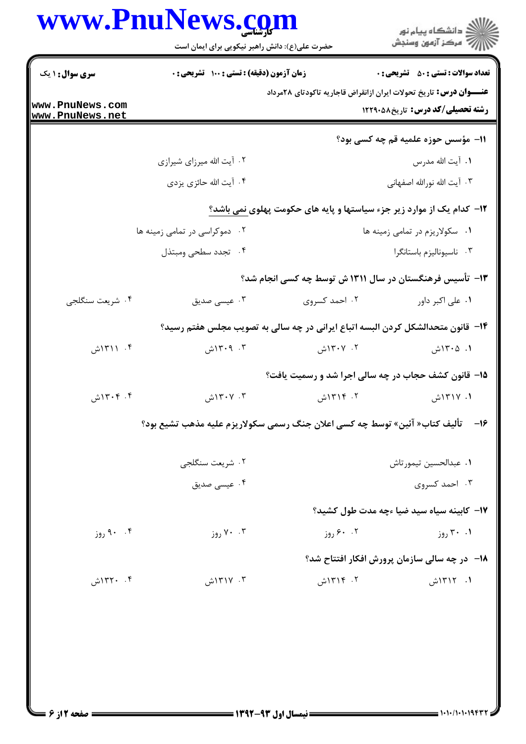۱۱- مؤسس حوزه علمیه قم چه کسی بود؟

۱. آیت الله مدرس
۲. آیت الله میرزای شیرازی
۳. آیت الله نورالله اصفهانی
۴. آیت الله حائزی یزدی

۱۲- کدام یک از موارد زیر جزء سیاستها و پایه های حکومت پهلوی نمی باشد؟

۱. سکولاریزم در تمامی زمینه ها
۲. دموکراسی در تمامی زمینه ها
۳. ناسیونالیزم باستانگرا
۴. تجدد سطحی ومبتذل

۱۳- تأسیس فرهنگستان در سال ۱۳۱۱ ش توسط چه کسی انجام شد؟

۱. علی اکبر داور
۲. احمد کسروی
۳. عیسی صدیق
۴. شریعت سنگلجی

۱۴- قانون متحدالشکل کردن البسه اتباع ایرانی در چه سالی به تصویب مجلس هفتم رسید؟

۱. ۱۳۰۵ش
۲. ۱۳۰۷ش
۳. ۱۳۰۹ش
۴. ۱۳۱۱ش

۱۵- قانون کشف حجاب در چه سالی اجرا شد و رسمیت یافت؟

۱. ۱۳۱۷ش
۲. ۱۳۱۴ش
۳. ۱۳۰۷ش
۴. ۱۳۰۴ش

۱۶- تألیف کتاب« آئین» توسط چه کسی اعلان جنگ رسمی سکولاریزم علیه مذهب تشیع بود؟

۱. عبدالحسین تیمورتاش
۲. شریعت سنگلجی
۳. احمد کسروی
۴. عیسی صدیق

۱۷- کابینه سیاه سید ضیا ءچه مدت طول کشید؟

۱. ۳۰ روز
۲. ۶۰ روز
۳. ۷۰ روز
۴. ۹۰ روز

۱۸- در چه سالی سازمان پرورش افکار افتتاح شد؟

۱. ۱۳۱۲ش
۲. ۱۳۱۴ش
۳. ۱۳۱۷ش
۴. ۱۳۲۰ش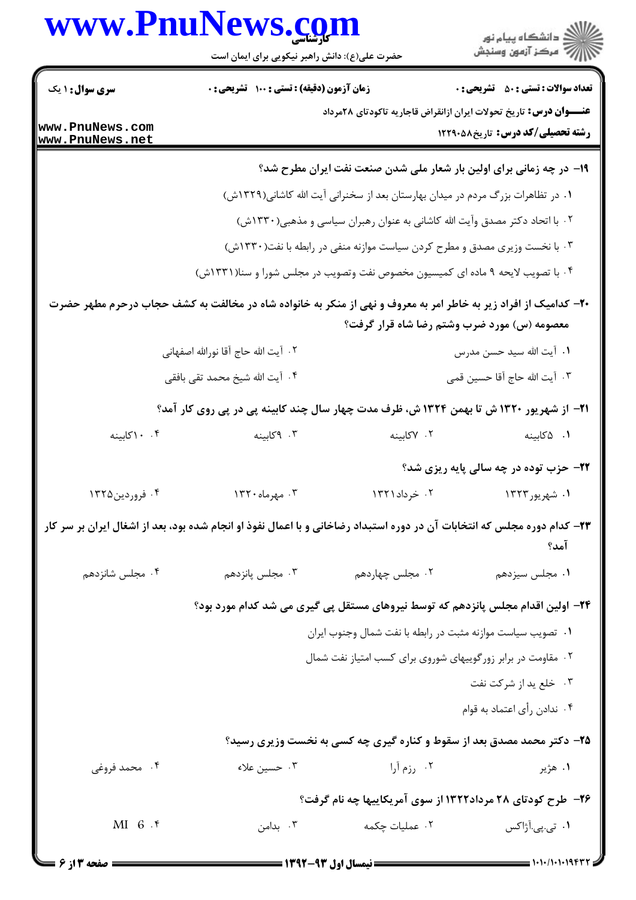**سری سوال:** ۱ یک

**زمان آزمون (دقیقه) : تستی : ۱۰۰ تشریحی : ۰**

**تعداد سوالات : تستی : ۵۰ تشریحی : ۰**

**عنـــوان درس:** تاریخ تحولات ایران ازانقراض قاجاریه تاکودتای ۲۸مرداد

**رشته تحصیلی/کد درس:** تاریخ۱۲۲۹۰۵۸

**۱۹- در چه زمانی برای اولین بار شعار ملی شدن صنعت نفت ایران مطرح شد؟**

۱. در تظاهرات بزرگ مردم در میدان بهارستان بعد از سخنرانی آیت الله کاشانی(۱۳۲۹ش)

۲. با اتحاد دکتر مصدق وآیت الله کاشانی به عنوان رهبران سیاسی و مذهبی(۱۳۳۰ش)

۳. با نخست وزیری مصدق و مطرح کردن سیاست موازنه منفی در رابطه با نفت(۱۳۳۰ش)

۴. با تصویب لایحه ۹ ماده ای کمیسیون مخصوص نفت وتصویب در مجلس شورا و سنا(۱۳۳۱ش)

**۲۰- کدامیک از افراد زیر به خاطر امر به معروف و نهی از منکر به خانواده شاه در مخالفت به کشف حجاب درحرم مطهر حضرت معصومه (س) مورد ضرب وشتم رضا شاه قرار گرفت؟**

۱. آیت الله سید حسن مدرس

۲. آیت الله حاج آقا نورالله اصفهانی

۳. آیت الله حاج آقا حسین قمی

۴. آیت الله شیخ محمد تقی بافقی

**۲۱- از شهریور ۱۳۲۰ ش تا بهمن ۱۳۲۴ ش، ظرف مدت چهار سال چند کابینه پی در پی روی کار آمد؟**

۱. ۵کابینه

۲. ۷کابینه

۳. ۹کابینه

۴. ۱۰کابینه

**۲۲- حزب توده در چه سالی پایه ریزی شد؟**

۱. شهریور۱۳۲۳

۲. خرداد۱۳۲۱

۳. مهرماه۱۳۲۰

۴. فروردین۱۳۲۵

**۲۳- کدام دوره مجلس که انتخابات آن در دوره استبداد رضاخانی و با اعمال نفوذ او انجام شده بود، بعد از اشغال ایران بر سر کار آمد؟**

۱. مجلس سیزدهم

۲. مجلس چهاردهم

۳. مجلس پانزدهم

۴. مجلس شانزدهم

**۲۴- اولین اقدام مجلس پانزدهم که توسط نیروهای مستقل پی گیری می شد کدام مورد بود؟**

۱. تصویب سیاست موازنه مثبت در رابطه با نفت شمال وجنوب ایران

۲. مقاومت در برابر زورگوییهای شوروی برای کسب امتیاز نفت شمال

۳. خلع ید از شرکت نفت

۴. ندادن رأی اعتماد به قوام

**۲۵- دکتر محمد مصدق بعد از سقوط و کناره گیری چه کسی به نخست وزیری رسید؟**

۱. هژیر

۲. رزم آرا

۳. حسین علاء

۴. محمد فروغی

**۲۶- طرح کودتای ۲۸ مرداد۱۳۲۲ از سوی آمریکاییها چه نام گرفت؟**

۱. تی.پی.آژاکس

۲. عملیات چکمه

۳. بدامن

۴. MI 6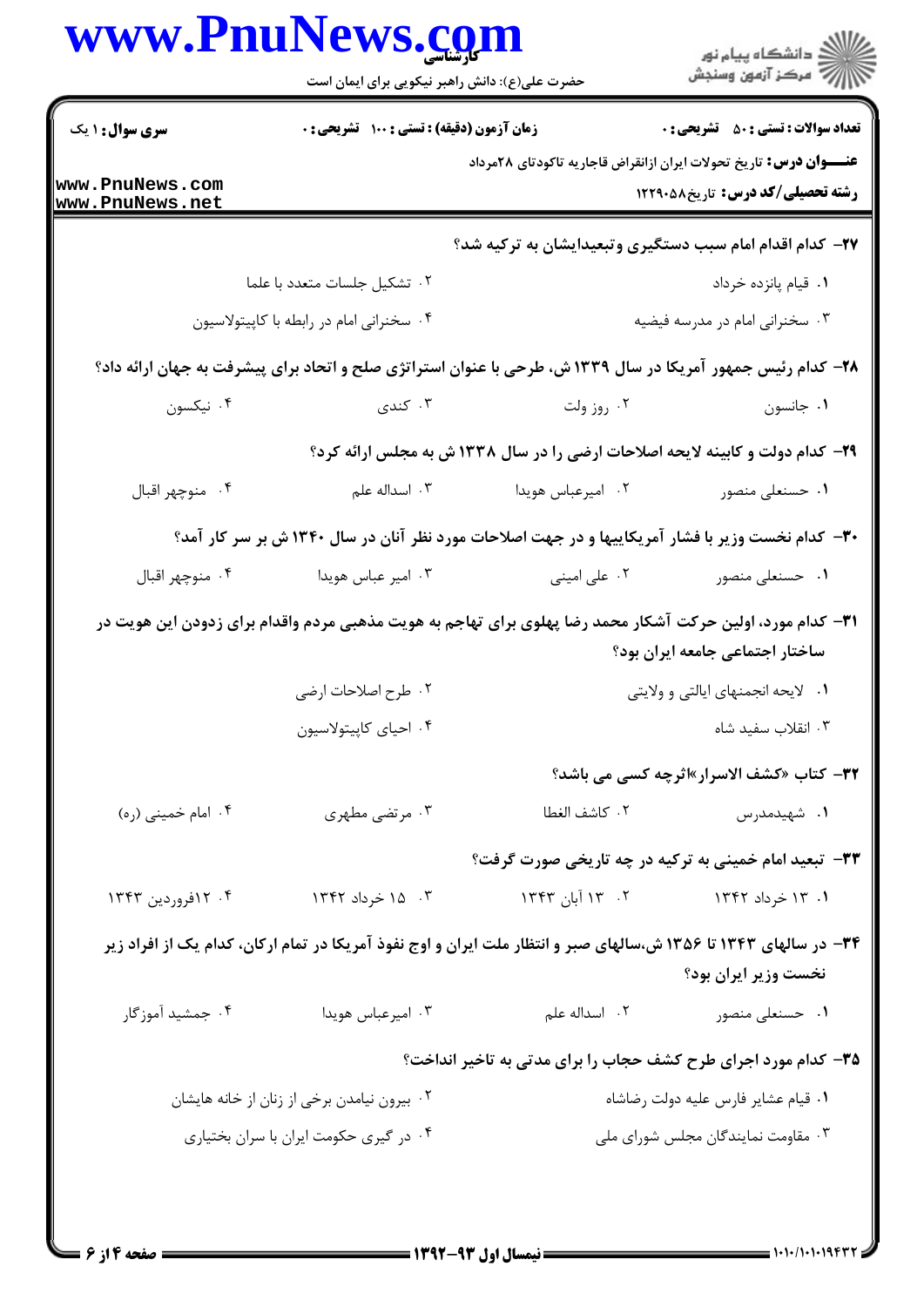۲۷- کدام اقدام امام سبب دستگیری وتبعیدایشان به ترکیه شد؟

۱. قیام پانزده خرداد
۲. تشکیل جلسات متعدد با علما
۳. سخنرانی امام در مدرسه فیضیه
۴. سخنرانی امام در رابطه با کاپیتولاسیون

۲۸- کدام رئیس جمهور آمریکا در سال ۱۳۳۹ ش، طرحی با عنوان استراتژی صلح و اتحاد برای پیشرفت به جهان ارائه داد؟

۱. جانسون
۲. روز ولت
۳. کندی
۴. نیکسون

۲۹- کدام دولت و کابینه لایحه اصلاحات ارضی را در سال ۱۳۳۸ ش به مجلس ارائه کرد؟

۱. حسنعلی منصور
۲. امیرعباس هویدا
۳. اسداله علم
۴. منوچهر اقبال

۳۰- کدام نخست وزیر با فشار آمریکاییها و در جهت اصلاحات مورد نظر آنان در سال ۱۳۴۰ ش بر سر کار آمد؟

۱. حسنعلی منصور
۲. علی امینی
۳. امیر عباس هویدا
۴. منوچهر اقبال

۳۱- کدام مورد، اولین حرکت آشکار محمد رضا پهلوی برای تهاجم به هویت مذهبی مردم واقدام برای زدودن این هویت در ساختار اجتماعی جامعه ایران بود؟

۱. لایحه انجمنهای ایالتی و ولایتی
۲. طرح اصلاحات ارضی
۳. انقلاب سفید شاه
۴. احیای کاپیتولاسیون

۳۲- کتاب «کشف الاسرار»اثرچه کسی می باشد؟

۱. شهیدمدرس
۲. کاشف الغطا
۳. مرتضی مطهری
۴. امام خمینی (ره)

۳۳- تبعید امام خمینی به ترکیه در چه تاریخی صورت گرفت؟

۱. ۱۳ خرداد ۱۳۴۲
۲. ۱۳ آبان ۱۳۴۳
۳. ۱۵ خرداد ۱۳۴۲
۴. ۱۲فروردین ۱۳۴۳

۳۴- در سالهای ۱۳۴۳ تا ۱۳۵۶ ش،سالهای صبر و انتظار ملت ایران و اوج نفوذ آمریکا در تمام ارکان، کدام یک از افراد زیر نخست وزیر ایران بود؟

۱. حسنعلی منصور
۲. اسداله علم
۳. امیرعباس هویدا
۴. جمشید آموزگار

۳۵- کدام مورد اجرای طرح کشف حجاب را برای مدتی به تاخیر انداخت؟

۱. قیام عشایر فارس علیه دولت رضاشاه
۲. بیرون نیامدن برخی از زنان از خانه هایشان
۳. مقاومت نمایندگان مجلس شورای ملی
۴. در گیری حکومت ایران با سران بختیاری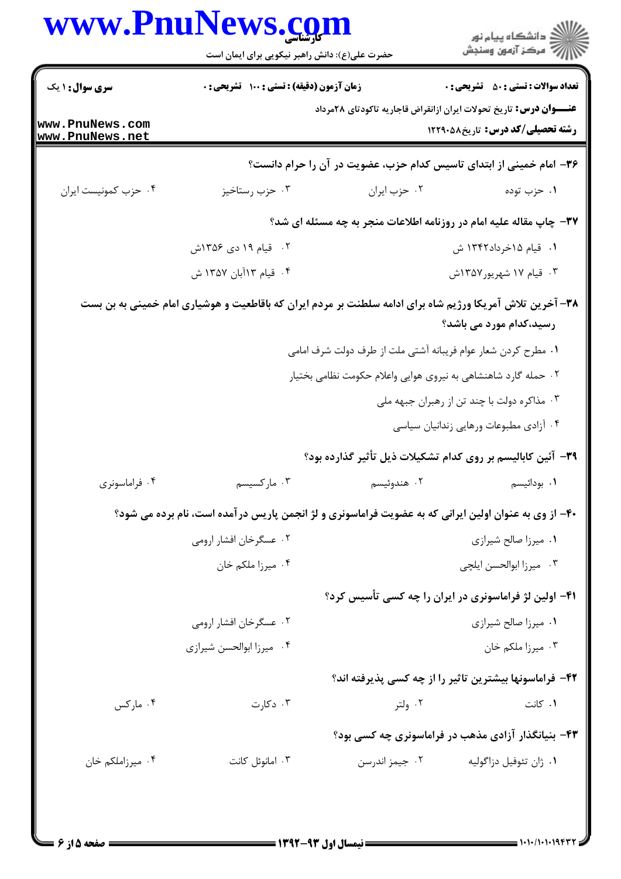۳۶- امام خمینی از ابتدای تاسیس کدام حزب، عضویت در آن را حرام دانست؟

۱. حزب توده
۲. حزب ایران
۳. حزب رستاخیز
۴. حزب کمونیست ایران

۳۷- چاپ مقاله علیه امام در روزنامه اطلاعات منجر به چه مسئله ای شد؟

۱. قیام ۱۵خرداد۱۳۴۲ ش
۲. قیام ۱۹ دی ۱۳۵۶ش
۳. قیام ۱۷ شهریور۱۳۵۷ش
۴. قیام ۱۳آبان ۱۳۵۷ ش

۳۸- آخرین تلاش آمریکا ورژیم شاه برای ادامه سلطنت بر مردم ایران که باقاطعیت و هوشیاری امام خمینی به بن بست رسید،کدام مورد می باشد؟

۱. مطرح کردن شعار عوام فریبانه آشتی ملت از طرف دولت شرف امامی
۲. حمله گارد شاهنشاهی به نیروی هوایی واعلام حکومت نظامی بختیار
۳. مذاکره دولت با چند تن از رهبران جبهه ملی
۴. آزادی مطبوعات ورهایی زندانیان سیاسی

۳۹- آئین کابالیسم بر روی کدام تشکیلات ذیل تأثیر گذارده بود؟

۱. بودائیسم
۲. هندوئیسم
۳. مارکسیسم
۴. فراماسونری

۴۰- از وی به عنوان اولین ایرانی که به عضویت فراماسونری و لژ انجمن پاریس درآمده است، نام برده می شود؟

۱. میرزا صالح شیرازی
۲. عسگرخان افشار ارومی
۳. میرزا ابوالحسن ایلچی
۴. میرزا ملکم خان

۴۱- اولین لژ فراماسونری در ایران را چه کسی تأسیس کرد؟

۱. میرزا صالح شیرازی
۲. عسگرخان افشار ارومی
۳. میرزا ملکم خان
۴. میرزا ابوالحسن شیرازی

۴۲- فراماسونها بیشترین تاثیر را از چه کسی پذیرفته اند؟

۱. کانت
۲. ولتر
۳. دکارت
۴. مارکس

۴۳- بنیانگذار آزادی مذهب در فراماسونری چه کسی بود؟

۱. ژان تئوفیل دزاگولیه
۲. جیمز اندرسن
۳. امانوئل کانت
۴. میرزاملکم خان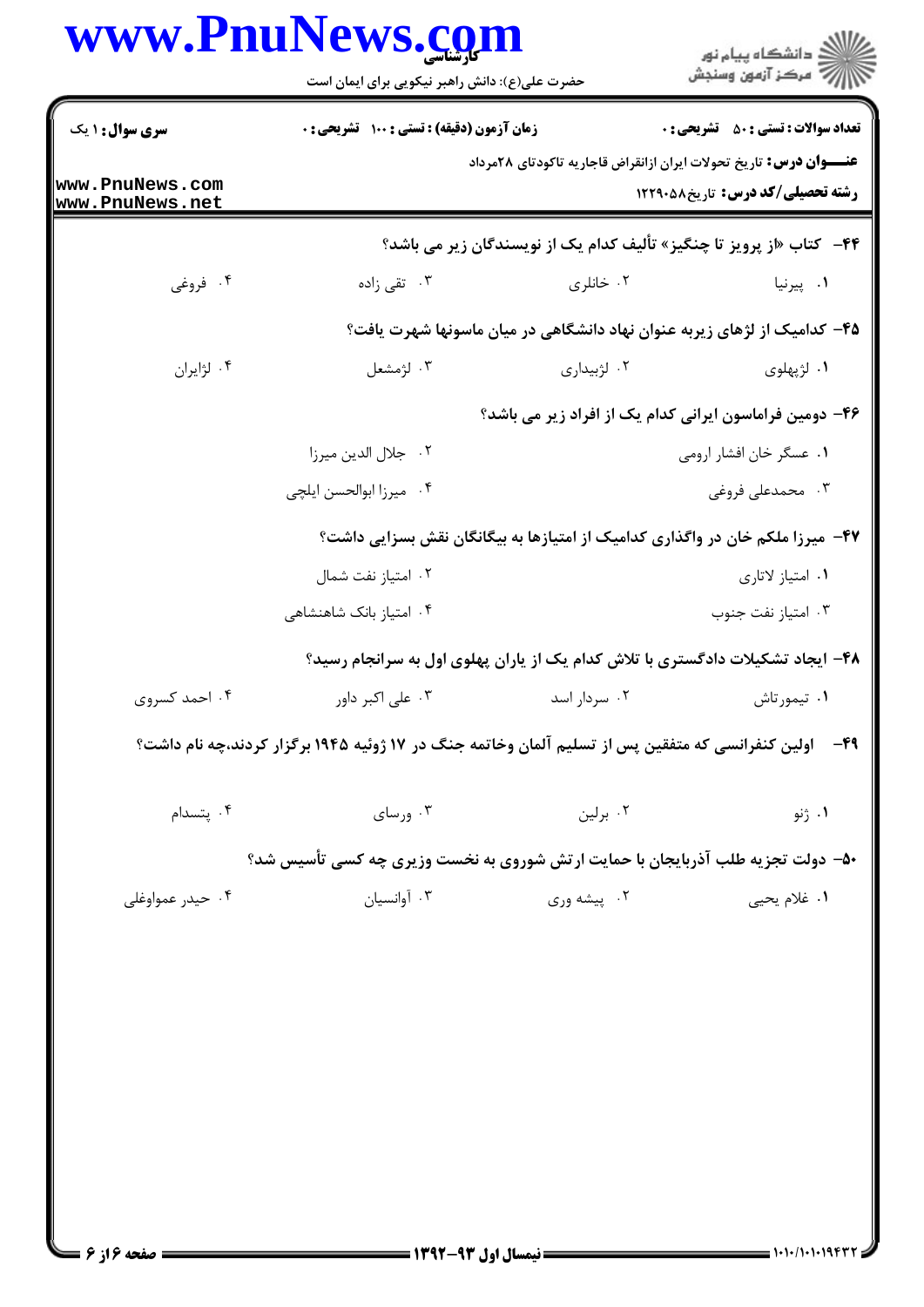**۴۴- کتاب «از پرویز تا چنگیز» تألیف کدام یک از نویسندگان زیر می باشد؟**

۱. پیرنیا
۲. خانلری
۳. تقی زاده
۴. فروغی

**۴۵- کدامیک از لژهای زیربه عنوان نهاد دانشگاهی در میان ماسونها شهرت یافت؟**

۱. لژپهلوی
۲. لژبیداری
۳. لژمشعل
۴. لژایران

**۴۶- دومین فراماسون ایرانی کدام یک از افراد زیر می باشد؟**

۱. عسگر خان افشار ارومی
۲. جلال الدین میرزا
۳. محمدعلی فروغی
۴. میرزا ابوالحسن ایلچی

**۴۷- میرزا ملکم خان در واگذاری کدامیک از امتیازها به بیگانگان نقش بسزایی داشت؟**

۱. امتیاز لاتاری
۲. امتیاز نفت شمال
۳. امتیاز نفت جنوب
۴. امتیاز بانک شاهنشاهی

**۴۸- ایجاد تشکیلات دادگستری با تلاش کدام یک از یاران پهلوی اول به سرانجام رسید؟**

۱. تیمورتاش
۲. سردار اسد
۳. علی اکبر داور
۴. احمد کسروی

**۴۹- اولین کنفرانسی که متفقین پس از تسلیم آلمان وخاتمه جنگ در ۱۷ ژوئیه ۱۹۴۵ برگزار کردند،چه نام داشت؟**

۱. ژنو
۲. برلین
۳. ورسای
۴. پتسدام

**۵۰- دولت تجزیه طلب آذربایجان با حمایت ارتش شوروی به نخست وزیری چه کسی تأسیس شد؟**

۱. غلام یحیی
۲. پیشه وری
۳. آوانسیان
۴. حیدر عمواوغلی